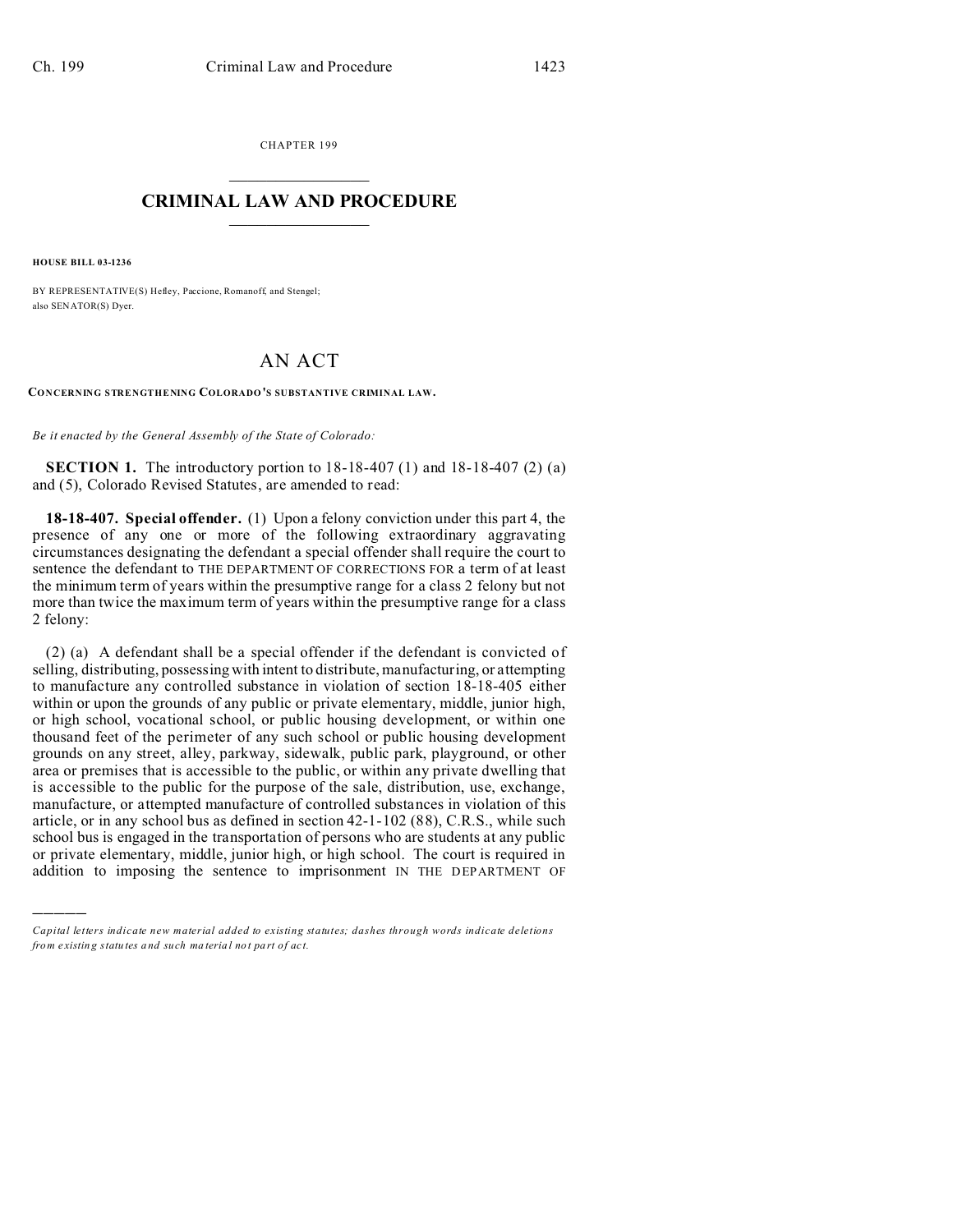CHAPTER 199

# CRIMINAL LAW AND PROCEDURE

**HOUSE BILL 03-1236**

BY REPRESENTATIVE(S) Hefley, Paccione, Romanoff, and Stengel;
also SENATOR(S) Dyer.

# AN ACT

**CONCERNING STRENGTHENING COLORADO'S SUBSTANTIVE CRIMINAL LAW.**

*Be it enacted by the General Assembly of the State of Colorado:*

**SECTION 1.** The introductory portion to 18-18-407 (1) and 18-18-407 (2) (a) and (5), Colorado Revised Statutes, are amended to read:

**18-18-407. Special offender.** (1) Upon a felony conviction under this part 4, the presence of any one or more of the following extraordinary aggravating circumstances designating the defendant a special offender shall require the court to sentence the defendant to THE DEPARTMENT OF CORRECTIONS FOR a term of at least the minimum term of years within the presumptive range for a class 2 felony but not more than twice the maximum term of years within the presumptive range for a class 2 felony:

(2) (a) A defendant shall be a special offender if the defendant is convicted of selling, distributing, possessing with intent to distribute, manufacturing, or attempting to manufacture any controlled substance in violation of section 18-18-405 either within or upon the grounds of any public or private elementary, middle, junior high, or high school, vocational school, or public housing development, or within one thousand feet of the perimeter of any such school or public housing development grounds on any street, alley, parkway, sidewalk, public park, playground, or other area or premises that is accessible to the public, or within any private dwelling that is accessible to the public for the purpose of the sale, distribution, use, exchange, manufacture, or attempted manufacture of controlled substances in violation of this article, or in any school bus as defined in section 42-1-102 (88), C.R.S., while such school bus is engaged in the transportation of persons who are students at any public or private elementary, middle, junior high, or high school. The court is required in addition to imposing the sentence to imprisonment IN THE DEPARTMENT OF

*Capital letters indicate new material added to existing statutes; dashes through words indicate deletions from existing statutes and such material not part of act.*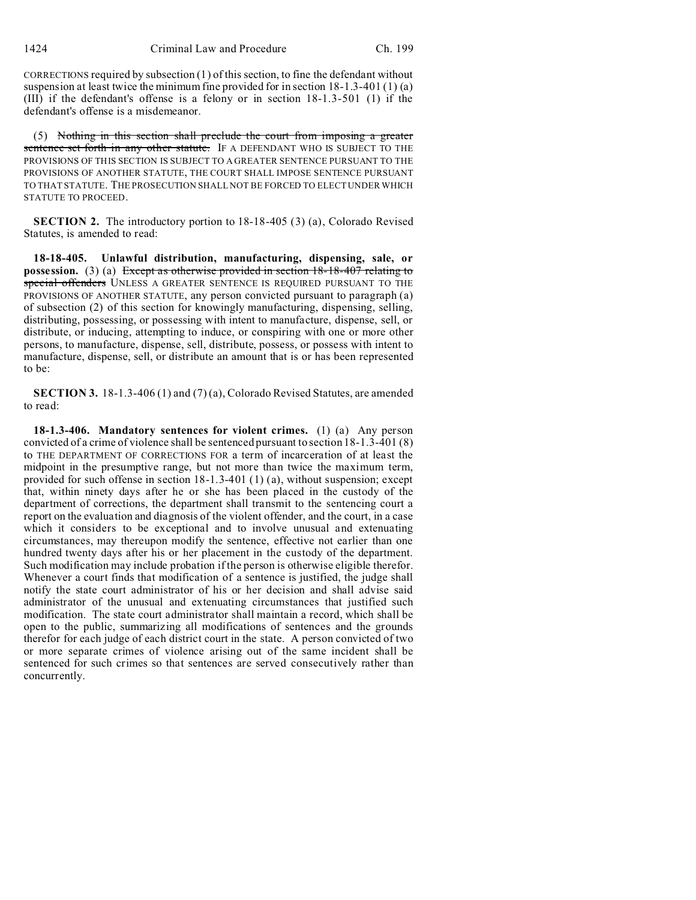CORRECTIONS required by subsection (1) of this section, to fine the defendant without suspension at least twice the minimum fine provided for in section 18-1.3-401 (1) (a) (III) if the defendant's offense is a felony or in section 18-1.3-501 (1) if the defendant's offense is a misdemeanor.

(5) ~~Nothing in this section shall preclude the court from imposing a greater sentence set forth in any other statute.~~ IF A DEFENDANT WHO IS SUBJECT TO THE PROVISIONS OF THIS SECTION IS SUBJECT TO A GREATER SENTENCE PURSUANT TO THE PROVISIONS OF ANOTHER STATUTE, THE COURT SHALL IMPOSE SENTENCE PURSUANT TO THAT STATUTE. THE PROSECUTION SHALL NOT BE FORCED TO ELECT UNDER WHICH STATUTE TO PROCEED.

**SECTION 2.** The introductory portion to 18-18-405 (3) (a), Colorado Revised Statutes, is amended to read:

**18-18-405. Unlawful distribution, manufacturing, dispensing, sale, or possession.** (3) (a) ~~Except as otherwise provided in section 18-18-407 relating to special offenders~~ UNLESS A GREATER SENTENCE IS REQUIRED PURSUANT TO THE PROVISIONS OF ANOTHER STATUTE, any person convicted pursuant to paragraph (a) of subsection (2) of this section for knowingly manufacturing, dispensing, selling, distributing, possessing, or possessing with intent to manufacture, dispense, sell, or distribute, or inducing, attempting to induce, or conspiring with one or more other persons, to manufacture, dispense, sell, distribute, possess, or possess with intent to manufacture, dispense, sell, or distribute an amount that is or has been represented to be:

**SECTION 3.** 18-1.3-406 (1) and (7) (a), Colorado Revised Statutes, are amended to read:

**18-1.3-406. Mandatory sentences for violent crimes.** (1) (a) Any person convicted of a crime of violence shall be sentenced pursuant to section 18-1.3-401 (8) to THE DEPARTMENT OF CORRECTIONS FOR a term of incarceration of at least the midpoint in the presumptive range, but not more than twice the maximum term, provided for such offense in section 18-1.3-401 (1) (a), without suspension; except that, within ninety days after he or she has been placed in the custody of the department of corrections, the department shall transmit to the sentencing court a report on the evaluation and diagnosis of the violent offender, and the court, in a case which it considers to be exceptional and to involve unusual and extenuating circumstances, may thereupon modify the sentence, effective not earlier than one hundred twenty days after his or her placement in the custody of the department. Such modification may include probation if the person is otherwise eligible therefor. Whenever a court finds that modification of a sentence is justified, the judge shall notify the state court administrator of his or her decision and shall advise said administrator of the unusual and extenuating circumstances that justified such modification. The state court administrator shall maintain a record, which shall be open to the public, summarizing all modifications of sentences and the grounds therefor for each judge of each district court in the state. A person convicted of two or more separate crimes of violence arising out of the same incident shall be sentenced for such crimes so that sentences are served consecutively rather than concurrently.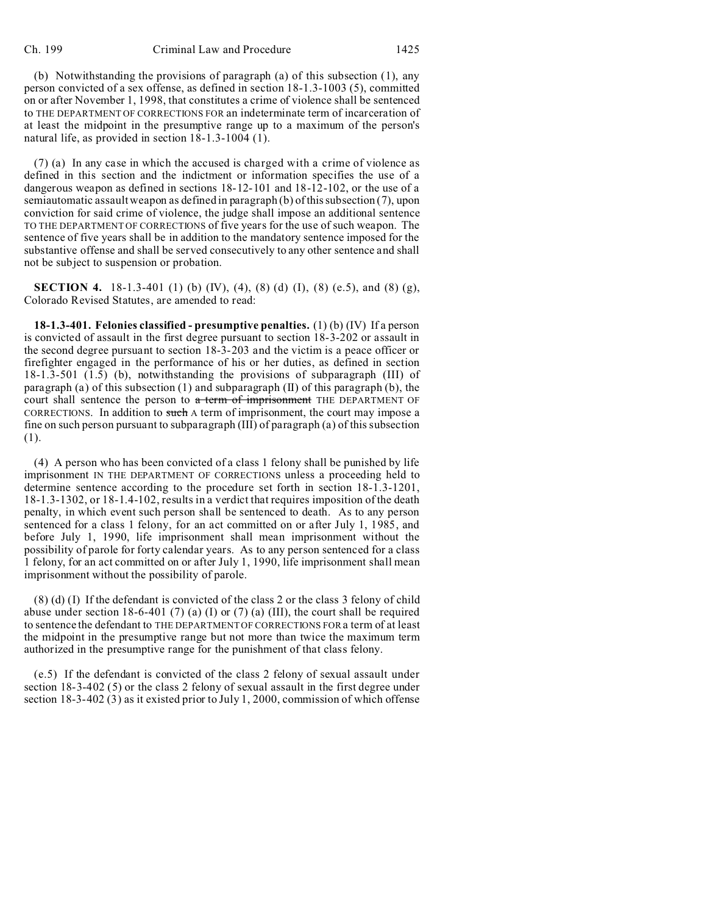(b) Notwithstanding the provisions of paragraph (a) of this subsection (1), any person convicted of a sex offense, as defined in section 18-1.3-1003 (5), committed on or after November 1, 1998, that constitutes a crime of violence shall be sentenced to THE DEPARTMENT OF CORRECTIONS FOR an indeterminate term of incarceration of at least the midpoint in the presumptive range up to a maximum of the person's natural life, as provided in section 18-1.3-1004 (1).

(7) (a) In any case in which the accused is charged with a crime of violence as defined in this section and the indictment or information specifies the use of a dangerous weapon as defined in sections 18-12-101 and 18-12-102, or the use of a semiautomatic assault weapon as defined in paragraph (b) of this subsection (7), upon conviction for said crime of violence, the judge shall impose an additional sentence TO THE DEPARTMENT OF CORRECTIONS of five years for the use of such weapon. The sentence of five years shall be in addition to the mandatory sentence imposed for the substantive offense and shall be served consecutively to any other sentence and shall not be subject to suspension or probation.

**SECTION 4.** 18-1.3-401 (1) (b) (IV), (4), (8) (d) (I), (8) (e.5), and (8) (g), Colorado Revised Statutes, are amended to read:

**18-1.3-401. Felonies classified - presumptive penalties.** (1) (b) (IV) If a person is convicted of assault in the first degree pursuant to section 18-3-202 or assault in the second degree pursuant to section 18-3-203 and the victim is a peace officer or firefighter engaged in the performance of his or her duties, as defined in section 18-1.3-501 (1.5) (b), notwithstanding the provisions of subparagraph (III) of paragraph (a) of this subsection (1) and subparagraph (II) of this paragraph (b), the court shall sentence the person to ~~a term of imprisonment~~ THE DEPARTMENT OF CORRECTIONS. In addition to ~~such~~ A term of imprisonment, the court may impose a fine on such person pursuant to subparagraph (III) of paragraph (a) of this subsection (1).

(4) A person who has been convicted of a class 1 felony shall be punished by life imprisonment IN THE DEPARTMENT OF CORRECTIONS unless a proceeding held to determine sentence according to the procedure set forth in section 18-1.3-1201, 18-1.3-1302, or 18-1.4-102, results in a verdict that requires imposition of the death penalty, in which event such person shall be sentenced to death. As to any person sentenced for a class 1 felony, for an act committed on or after July 1, 1985, and before July 1, 1990, life imprisonment shall mean imprisonment without the possibility of parole for forty calendar years. As to any person sentenced for a class 1 felony, for an act committed on or after July 1, 1990, life imprisonment shall mean imprisonment without the possibility of parole.

(8) (d) (I) If the defendant is convicted of the class 2 or the class 3 felony of child abuse under section 18-6-401 (7) (a) (I) or (7) (a) (III), the court shall be required to sentence the defendant to THE DEPARTMENT OF CORRECTIONS FOR a term of at least the midpoint in the presumptive range but not more than twice the maximum term authorized in the presumptive range for the punishment of that class felony.

(e.5) If the defendant is convicted of the class 2 felony of sexual assault under section 18-3-402 (5) or the class 2 felony of sexual assault in the first degree under section 18-3-402 (3) as it existed prior to July 1, 2000, commission of which offense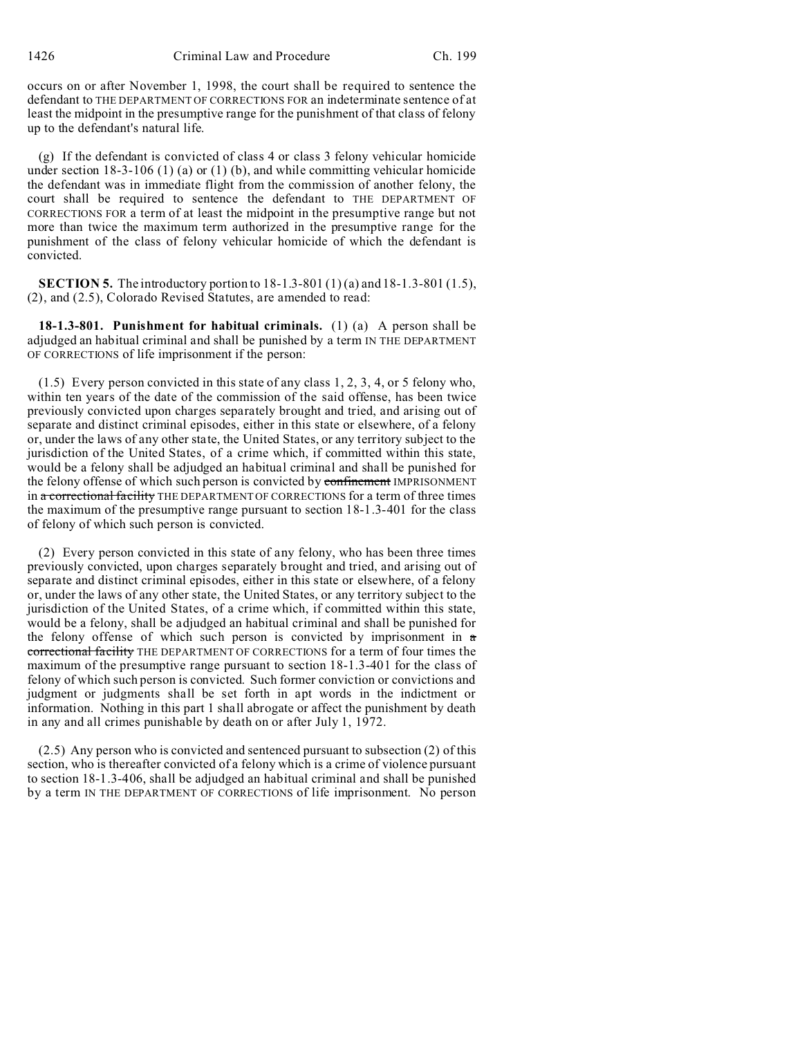occurs on or after November 1, 1998, the court shall be required to sentence the defendant to THE DEPARTMENT OF CORRECTIONS FOR an indeterminate sentence of at least the midpoint in the presumptive range for the punishment of that class of felony up to the defendant's natural life.

(g) If the defendant is convicted of class 4 or class 3 felony vehicular homicide under section 18-3-106 (1) (a) or (1) (b), and while committing vehicular homicide the defendant was in immediate flight from the commission of another felony, the court shall be required to sentence the defendant to THE DEPARTMENT OF CORRECTIONS FOR a term of at least the midpoint in the presumptive range but not more than twice the maximum term authorized in the presumptive range for the punishment of the class of felony vehicular homicide of which the defendant is convicted.

**SECTION 5.** The introductory portion to 18-1.3-801 (1) (a) and 18-1.3-801 (1.5), (2), and (2.5), Colorado Revised Statutes, are amended to read:

**18-1.3-801. Punishment for habitual criminals.** (1) (a) A person shall be adjudged an habitual criminal and shall be punished by a term IN THE DEPARTMENT OF CORRECTIONS of life imprisonment if the person:

(1.5) Every person convicted in this state of any class 1, 2, 3, 4, or 5 felony who, within ten years of the date of the commission of the said offense, has been twice previously convicted upon charges separately brought and tried, and arising out of separate and distinct criminal episodes, either in this state or elsewhere, of a felony or, under the laws of any other state, the United States, or any territory subject to the jurisdiction of the United States, of a crime which, if committed within this state, would be a felony shall be adjudged an habitual criminal and shall be punished for the felony offense of which such person is convicted by ~~confinement~~ IMPRISONMENT in ~~a correctional facility~~ THE DEPARTMENT OF CORRECTIONS for a term of three times the maximum of the presumptive range pursuant to section 18-1.3-401 for the class of felony of which such person is convicted.

(2) Every person convicted in this state of any felony, who has been three times previously convicted, upon charges separately brought and tried, and arising out of separate and distinct criminal episodes, either in this state or elsewhere, of a felony or, under the laws of any other state, the United States, or any territory subject to the jurisdiction of the United States, of a crime which, if committed within this state, would be a felony, shall be adjudged an habitual criminal and shall be punished for the felony offense of which such person is convicted by imprisonment in ~~a correctional facility~~ THE DEPARTMENT OF CORRECTIONS for a term of four times the maximum of the presumptive range pursuant to section 18-1.3-401 for the class of felony of which such person is convicted. Such former conviction or convictions and judgment or judgments shall be set forth in apt words in the indictment or information. Nothing in this part 1 shall abrogate or affect the punishment by death in any and all crimes punishable by death on or after July 1, 1972.

(2.5) Any person who is convicted and sentenced pursuant to subsection (2) of this section, who is thereafter convicted of a felony which is a crime of violence pursuant to section 18-1.3-406, shall be adjudged an habitual criminal and shall be punished by a term IN THE DEPARTMENT OF CORRECTIONS of life imprisonment. No person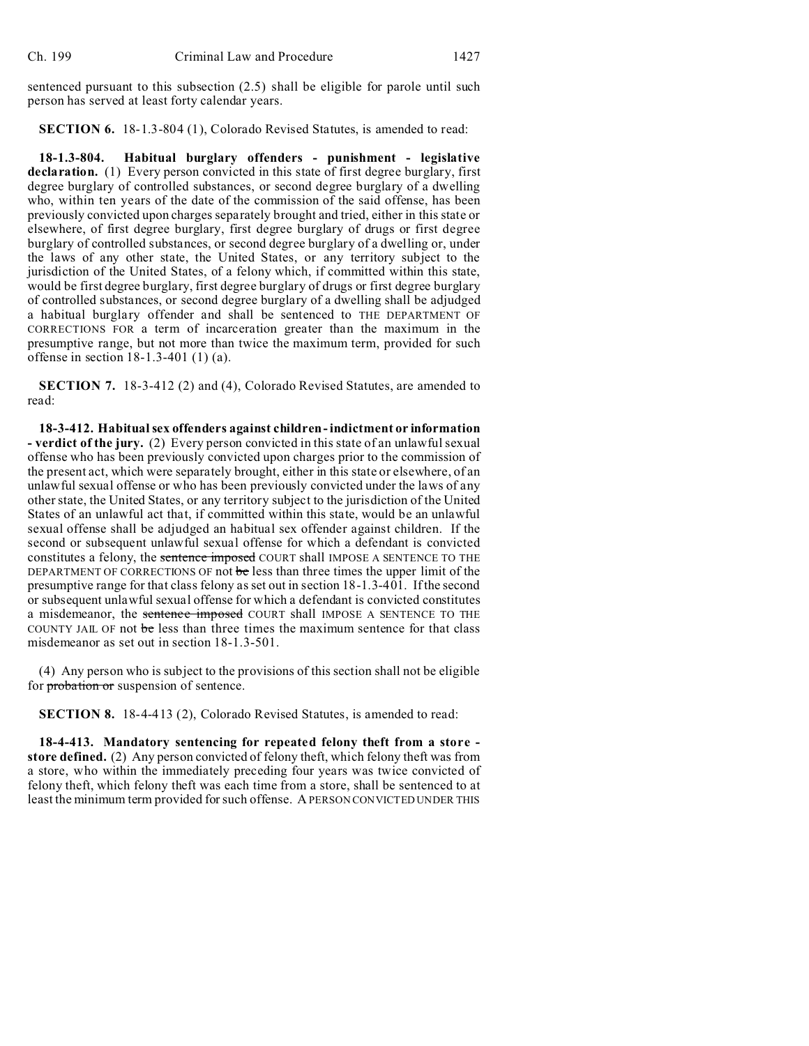sentenced pursuant to this subsection (2.5) shall be eligible for parole until such person has served at least forty calendar years.

**SECTION 6.** 18-1.3-804 (1), Colorado Revised Statutes, is amended to read:

**18-1.3-804. Habitual burglary offenders - punishment - legislative declaration.** (1) Every person convicted in this state of first degree burglary, first degree burglary of controlled substances, or second degree burglary of a dwelling who, within ten years of the date of the commission of the said offense, has been previously convicted upon charges separately brought and tried, either in this state or elsewhere, of first degree burglary, first degree burglary of drugs or first degree burglary of controlled substances, or second degree burglary of a dwelling or, under the laws of any other state, the United States, or any territory subject to the jurisdiction of the United States, of a felony which, if committed within this state, would be first degree burglary, first degree burglary of drugs or first degree burglary of controlled substances, or second degree burglary of a dwelling shall be adjudged a habitual burglary offender and shall be sentenced to THE DEPARTMENT OF CORRECTIONS FOR a term of incarceration greater than the maximum in the presumptive range, but not more than twice the maximum term, provided for such offense in section 18-1.3-401 (1) (a).

**SECTION 7.** 18-3-412 (2) and (4), Colorado Revised Statutes, are amended to read:

**18-3-412. Habitual sex offenders against children - indictment or information - verdict of the jury.** (2) Every person convicted in this state of an unlawful sexual offense who has been previously convicted upon charges prior to the commission of the present act, which were separately brought, either in this state or elsewhere, of an unlawful sexual offense or who has been previously convicted under the laws of any other state, the United States, or any territory subject to the jurisdiction of the United States of an unlawful act that, if committed within this state, would be an unlawful sexual offense shall be adjudged an habitual sex offender against children. If the second or subsequent unlawful sexual offense for which a defendant is convicted constitutes a felony, the ~~sentence imposed~~ COURT shall IMPOSE A SENTENCE TO THE DEPARTMENT OF CORRECTIONS OF not ~~be~~ less than three times the upper limit of the presumptive range for that class felony as set out in section 18-1.3-401. If the second or subsequent unlawful sexual offense for which a defendant is convicted constitutes a misdemeanor, the ~~sentence imposed~~ COURT shall IMPOSE A SENTENCE TO THE COUNTY JAIL OF not ~~be~~ less than three times the maximum sentence for that class misdemeanor as set out in section 18-1.3-501.

(4) Any person who is subject to the provisions of this section shall not be eligible for ~~probation or~~ suspension of sentence.

**SECTION 8.** 18-4-413 (2), Colorado Revised Statutes, is amended to read:

**18-4-413. Mandatory sentencing for repeated felony theft from a store - store defined.** (2) Any person convicted of felony theft, which felony theft was from a store, who within the immediately preceding four years was twice convicted of felony theft, which felony theft was each time from a store, shall be sentenced to at least the minimum term provided for such offense. A PERSON CONVICTED UNDER THIS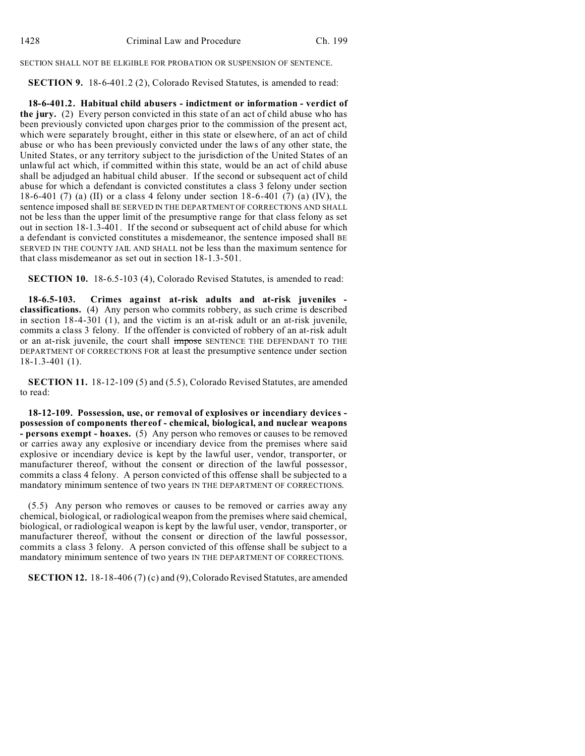SECTION SHALL NOT BE ELIGIBLE FOR PROBATION OR SUSPENSION OF SENTENCE.

**SECTION 9.** 18-6-401.2 (2), Colorado Revised Statutes, is amended to read:

**18-6-401.2. Habitual child abusers - indictment or information - verdict of the jury.** (2) Every person convicted in this state of an act of child abuse who has been previously convicted upon charges prior to the commission of the present act, which were separately brought, either in this state or elsewhere, of an act of child abuse or who has been previously convicted under the laws of any other state, the United States, or any territory subject to the jurisdiction of the United States of an unlawful act which, if committed within this state, would be an act of child abuse shall be adjudged an habitual child abuser. If the second or subsequent act of child abuse for which a defendant is convicted constitutes a class 3 felony under section 18-6-401 (7) (a) (II) or a class 4 felony under section 18-6-401 (7) (a) (IV), the sentence imposed shall BE SERVED IN THE DEPARTMENT OF CORRECTIONS AND SHALL not be less than the upper limit of the presumptive range for that class felony as set out in section 18-1.3-401. If the second or subsequent act of child abuse for which a defendant is convicted constitutes a misdemeanor, the sentence imposed shall BE SERVED IN THE COUNTY JAIL AND SHALL not be less than the maximum sentence for that class misdemeanor as set out in section 18-1.3-501.

**SECTION 10.** 18-6.5-103 (4), Colorado Revised Statutes, is amended to read:

**18-6.5-103. Crimes against at-risk adults and at-risk juveniles - classifications.** (4) Any person who commits robbery, as such crime is described in section 18-4-301 (1), and the victim is an at-risk adult or an at-risk juvenile, commits a class 3 felony. If the offender is convicted of robbery of an at-risk adult or an at-risk juvenile, the court shall ~~impose~~ SENTENCE THE DEFENDANT TO THE DEPARTMENT OF CORRECTIONS FOR at least the presumptive sentence under section 18-1.3-401 (1).

**SECTION 11.** 18-12-109 (5) and (5.5), Colorado Revised Statutes, are amended to read:

**18-12-109. Possession, use, or removal of explosives or incendiary devices - possession of components thereof - chemical, biological, and nuclear weapons - persons exempt - hoaxes.** (5) Any person who removes or causes to be removed or carries away any explosive or incendiary device from the premises where said explosive or incendiary device is kept by the lawful user, vendor, transporter, or manufacturer thereof, without the consent or direction of the lawful possessor, commits a class 4 felony. A person convicted of this offense shall be subjected to a mandatory minimum sentence of two years IN THE DEPARTMENT OF CORRECTIONS.

(5.5) Any person who removes or causes to be removed or carries away any chemical, biological, or radiological weapon from the premises where said chemical, biological, or radiological weapon is kept by the lawful user, vendor, transporter, or manufacturer thereof, without the consent or direction of the lawful possessor, commits a class 3 felony. A person convicted of this offense shall be subject to a mandatory minimum sentence of two years IN THE DEPARTMENT OF CORRECTIONS.

**SECTION 12.** 18-18-406 (7) (c) and (9), Colorado Revised Statutes, are amended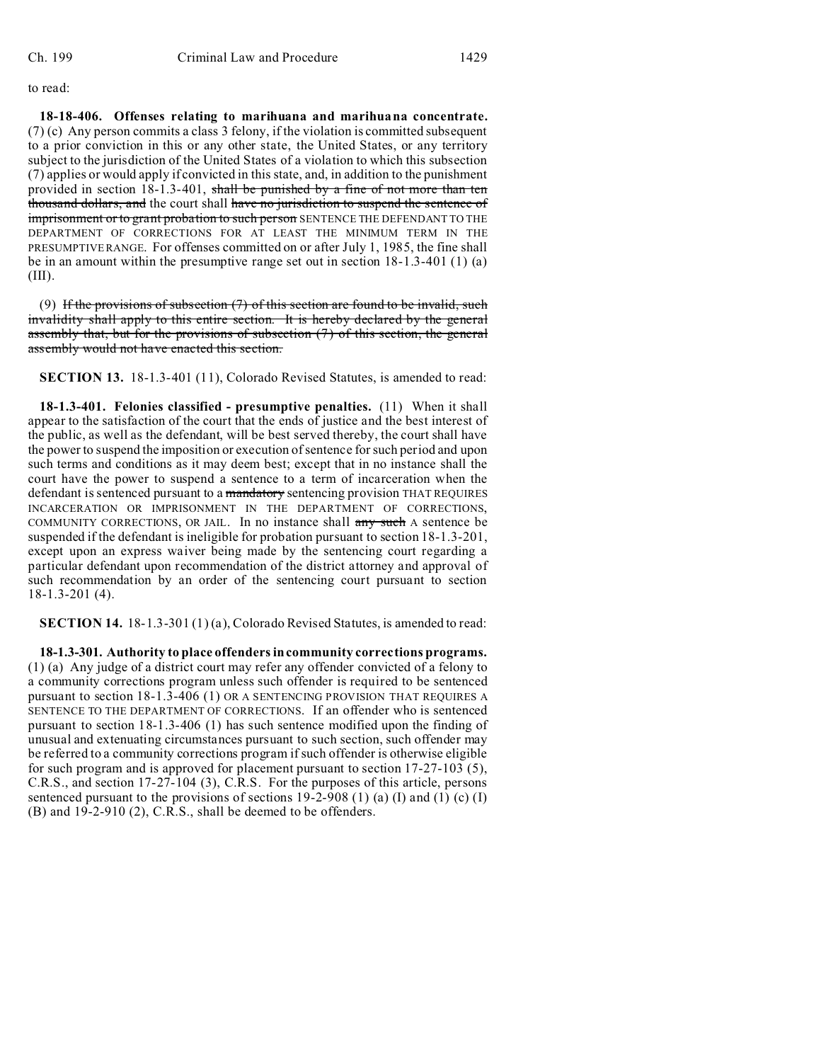to read:

**18-18-406. Offenses relating to marihuana and marihuana concentrate.** (7) (c) Any person commits a class 3 felony, if the violation is committed subsequent to a prior conviction in this or any other state, the United States, or any territory subject to the jurisdiction of the United States of a violation to which this subsection (7) applies or would apply if convicted in this state, and, in addition to the punishment provided in section 18-1.3-401, ~~shall be punished by a fine of not more than ten thousand dollars, and~~ the court shall ~~have no jurisdiction to suspend the sentence of imprisonment or to grant probation to such person~~ SENTENCE THE DEFENDANT TO THE DEPARTMENT OF CORRECTIONS FOR AT LEAST THE MINIMUM TERM IN THE PRESUMPTIVE RANGE. For offenses committed on or after July 1, 1985, the fine shall be in an amount within the presumptive range set out in section 18-1.3-401 (1) (a) (III).

(9) ~~If the provisions of subsection (7) of this section are found to be invalid, such invalidity shall apply to this entire section. It is hereby declared by the general assembly that, but for the provisions of subsection (7) of this section, the general assembly would not have enacted this section.~~

**SECTION 13.** 18-1.3-401 (11), Colorado Revised Statutes, is amended to read:

**18-1.3-401. Felonies classified - presumptive penalties.** (11) When it shall appear to the satisfaction of the court that the ends of justice and the best interest of the public, as well as the defendant, will be best served thereby, the court shall have the power to suspend the imposition or execution of sentence for such period and upon such terms and conditions as it may deem best; except that in no instance shall the court have the power to suspend a sentence to a term of incarceration when the defendant is sentenced pursuant to a ~~mandatory~~ sentencing provision THAT REQUIRES INCARCERATION OR IMPRISONMENT IN THE DEPARTMENT OF CORRECTIONS, COMMUNITY CORRECTIONS, OR JAIL. In no instance shall ~~any such~~ A sentence be suspended if the defendant is ineligible for probation pursuant to section 18-1.3-201, except upon an express waiver being made by the sentencing court regarding a particular defendant upon recommendation of the district attorney and approval of such recommendation by an order of the sentencing court pursuant to section 18-1.3-201 (4).

**SECTION 14.** 18-1.3-301 (1) (a), Colorado Revised Statutes, is amended to read:

**18-1.3-301. Authority to place offenders in community corrections programs.** (1) (a) Any judge of a district court may refer any offender convicted of a felony to a community corrections program unless such offender is required to be sentenced pursuant to section 18-1.3-406 (1) OR A SENTENCING PROVISION THAT REQUIRES A SENTENCE TO THE DEPARTMENT OF CORRECTIONS. If an offender who is sentenced pursuant to section 18-1.3-406 (1) has such sentence modified upon the finding of unusual and extenuating circumstances pursuant to such section, such offender may be referred to a community corrections program if such offender is otherwise eligible for such program and is approved for placement pursuant to section 17-27-103 (5), C.R.S., and section 17-27-104 (3), C.R.S. For the purposes of this article, persons sentenced pursuant to the provisions of sections 19-2-908 (1) (a) (I) and (1) (c) (I) (B) and 19-2-910 (2), C.R.S., shall be deemed to be offenders.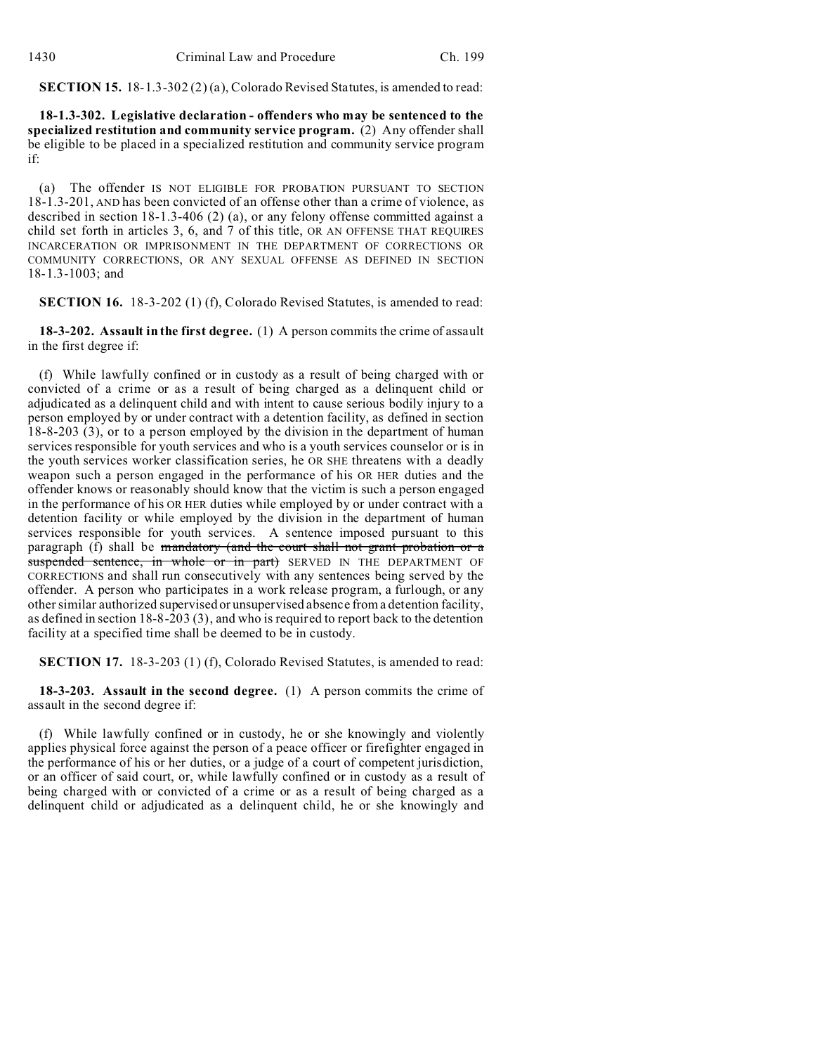**SECTION 15.** 18-1.3-302 (2) (a), Colorado Revised Statutes, is amended to read:

**18-1.3-302. Legislative declaration - offenders who may be sentenced to the specialized restitution and community service program.** (2) Any offender shall be eligible to be placed in a specialized restitution and community service program if:

(a) The offender IS NOT ELIGIBLE FOR PROBATION PURSUANT TO SECTION 18-1.3-201, AND has been convicted of an offense other than a crime of violence, as described in section 18-1.3-406 (2) (a), or any felony offense committed against a child set forth in articles 3, 6, and 7 of this title, OR AN OFFENSE THAT REQUIRES INCARCERATION OR IMPRISONMENT IN THE DEPARTMENT OF CORRECTIONS OR COMMUNITY CORRECTIONS, OR ANY SEXUAL OFFENSE AS DEFINED IN SECTION 18-1.3-1003; and

**SECTION 16.** 18-3-202 (1) (f), Colorado Revised Statutes, is amended to read:

**18-3-202. Assault in the first degree.** (1) A person commits the crime of assault in the first degree if:

(f) While lawfully confined or in custody as a result of being charged with or convicted of a crime or as a result of being charged as a delinquent child or adjudicated as a delinquent child and with intent to cause serious bodily injury to a person employed by or under contract with a detention facility, as defined in section 18-8-203 (3), or to a person employed by the division in the department of human services responsible for youth services and who is a youth services counselor or is in the youth services worker classification series, he OR SHE threatens with a deadly weapon such a person engaged in the performance of his OR HER duties and the offender knows or reasonably should know that the victim is such a person engaged in the performance of his OR HER duties while employed by or under contract with a detention facility or while employed by the division in the department of human services responsible for youth services. A sentence imposed pursuant to this paragraph (f) shall be ~~mandatory (and the court shall not grant probation or a suspended sentence, in whole or in part)~~ SERVED IN THE DEPARTMENT OF CORRECTIONS and shall run consecutively with any sentences being served by the offender. A person who participates in a work release program, a furlough, or any other similar authorized supervised or unsupervised absence from a detention facility, as defined in section 18-8-203 (3), and who is required to report back to the detention facility at a specified time shall be deemed to be in custody.

**SECTION 17.** 18-3-203 (1) (f), Colorado Revised Statutes, is amended to read:

**18-3-203. Assault in the second degree.** (1) A person commits the crime of assault in the second degree if:

(f) While lawfully confined or in custody, he or she knowingly and violently applies physical force against the person of a peace officer or firefighter engaged in the performance of his or her duties, or a judge of a court of competent jurisdiction, or an officer of said court, or, while lawfully confined or in custody as a result of being charged with or convicted of a crime or as a result of being charged as a delinquent child or adjudicated as a delinquent child, he or she knowingly and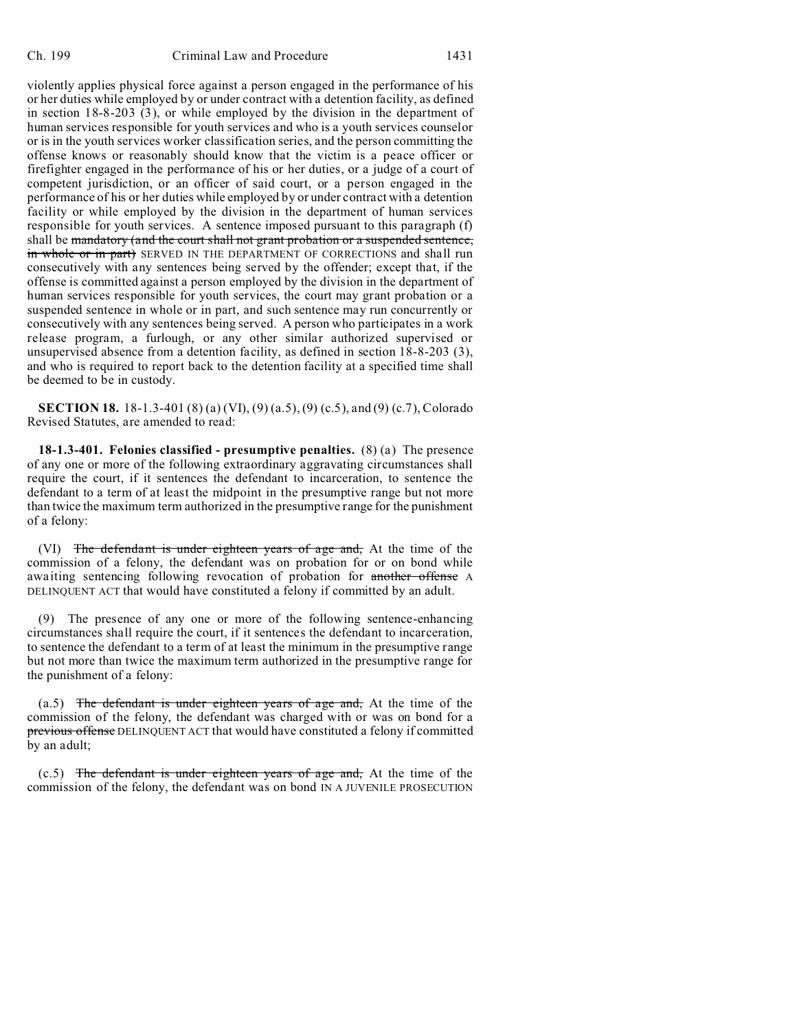violently applies physical force against a person engaged in the performance of his or her duties while employed by or under contract with a detention facility, as defined in section 18-8-203 (3), or while employed by the division in the department of human services responsible for youth services and who is a youth services counselor or is in the youth services worker classification series, and the person committing the offense knows or reasonably should know that the victim is a peace officer or firefighter engaged in the performance of his or her duties, or a judge of a court of competent jurisdiction, or an officer of said court, or a person engaged in the performance of his or her duties while employed by or under contract with a detention facility or while employed by the division in the department of human services responsible for youth services. A sentence imposed pursuant to this paragraph (f) shall be ~~mandatory (and the court shall not grant probation or a suspended sentence, in whole or in part)~~ SERVED IN THE DEPARTMENT OF CORRECTIONS and shall run consecutively with any sentences being served by the offender; except that, if the offense is committed against a person employed by the division in the department of human services responsible for youth services, the court may grant probation or a suspended sentence in whole or in part, and such sentence may run concurrently or consecutively with any sentences being served. A person who participates in a work release program, a furlough, or any other similar authorized supervised or unsupervised absence from a detention facility, as defined in section 18-8-203 (3), and who is required to report back to the detention facility at a specified time shall be deemed to be in custody.

**SECTION 18.** 18-1.3-401 (8) (a) (VI), (9) (a.5), (9) (c.5), and (9) (c.7), Colorado Revised Statutes, are amended to read:

**18-1.3-401. Felonies classified - presumptive penalties.** (8) (a) The presence of any one or more of the following extraordinary aggravating circumstances shall require the court, if it sentences the defendant to incarceration, to sentence the defendant to a term of at least the midpoint in the presumptive range but not more than twice the maximum term authorized in the presumptive range for the punishment of a felony:

(VI) ~~The defendant is under eighteen years of age and,~~ At the time of the commission of a felony, the defendant was on probation for or on bond while awaiting sentencing following revocation of probation for ~~another offense~~ A DELINQUENT ACT that would have constituted a felony if committed by an adult.

(9) The presence of any one or more of the following sentence-enhancing circumstances shall require the court, if it sentences the defendant to incarceration, to sentence the defendant to a term of at least the minimum in the presumptive range but not more than twice the maximum term authorized in the presumptive range for the punishment of a felony:

(a.5) ~~The defendant is under eighteen years of age and,~~ At the time of the commission of the felony, the defendant was charged with or was on bond for a ~~previous offense~~ DELINQUENT ACT that would have constituted a felony if committed by an adult;

(c.5) ~~The defendant is under eighteen years of age and,~~ At the time of the commission of the felony, the defendant was on bond IN A JUVENILE PROSECUTION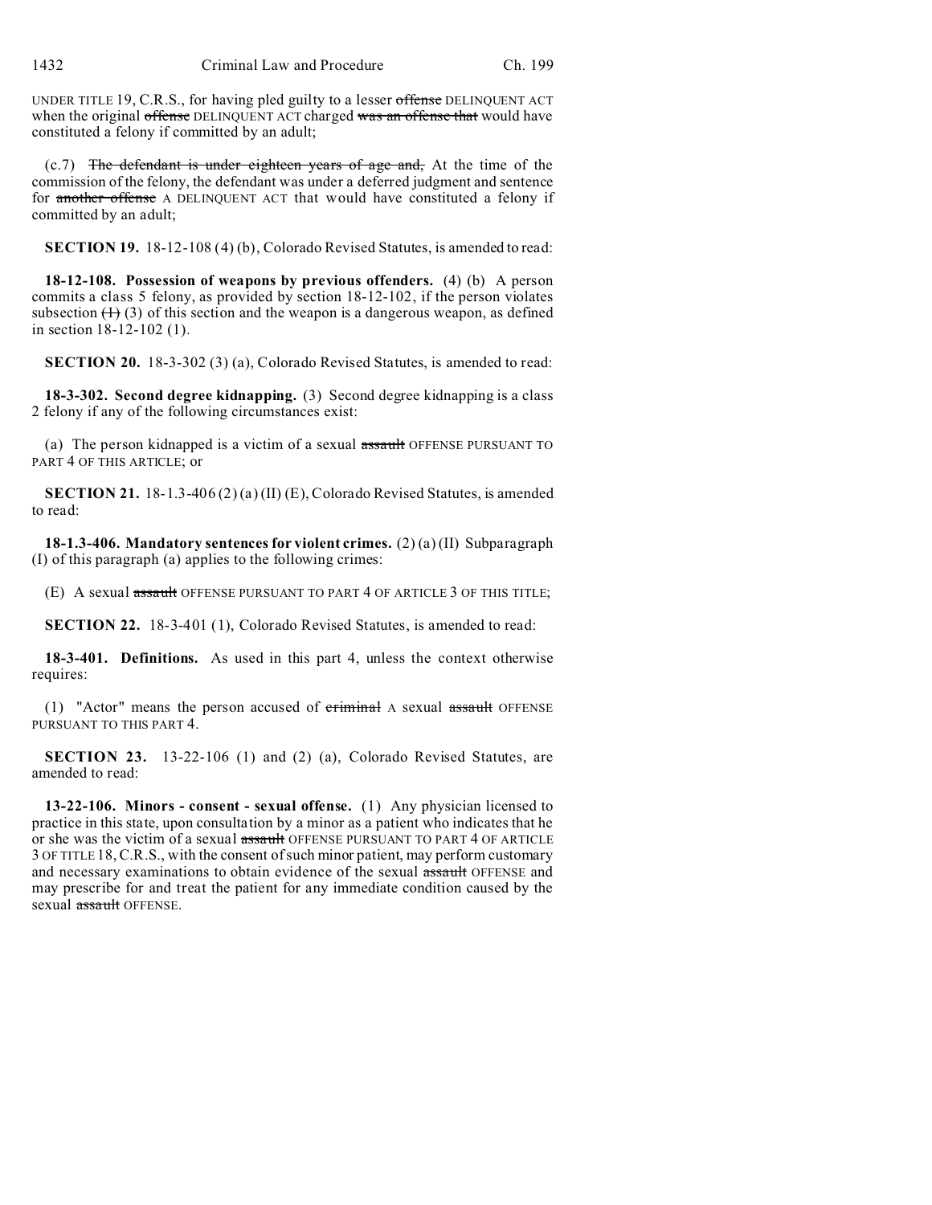UNDER TITLE 19, C.R.S., for having pled guilty to a lesser ~~offense~~ DELINQUENT ACT when the original ~~offense~~ DELINQUENT ACT charged ~~was an offense that~~ would have constituted a felony if committed by an adult;

(c.7) ~~The defendant is under eighteen years of age and,~~ At the time of the commission of the felony, the defendant was under a deferred judgment and sentence for ~~another offense~~ A DELINQUENT ACT that would have constituted a felony if committed by an adult;

**SECTION 19.** 18-12-108 (4) (b), Colorado Revised Statutes, is amended to read:

**18-12-108. Possession of weapons by previous offenders.** (4) (b) A person commits a class 5 felony, as provided by section 18-12-102, if the person violates subsection ~~(1)~~ (3) of this section and the weapon is a dangerous weapon, as defined in section 18-12-102 (1).

**SECTION 20.** 18-3-302 (3) (a), Colorado Revised Statutes, is amended to read:

**18-3-302. Second degree kidnapping.** (3) Second degree kidnapping is a class 2 felony if any of the following circumstances exist:

(a) The person kidnapped is a victim of a sexual ~~assault~~ OFFENSE PURSUANT TO PART 4 OF THIS ARTICLE; or

**SECTION 21.** 18-1.3-406 (2) (a) (II) (E), Colorado Revised Statutes, is amended to read:

**18-1.3-406. Mandatory sentences for violent crimes.** (2) (a) (II) Subparagraph (I) of this paragraph (a) applies to the following crimes:

(E) A sexual ~~assault~~ OFFENSE PURSUANT TO PART 4 OF ARTICLE 3 OF THIS TITLE;

**SECTION 22.** 18-3-401 (1), Colorado Revised Statutes, is amended to read:

**18-3-401. Definitions.** As used in this part 4, unless the context otherwise requires:

(1) "Actor" means the person accused of ~~criminal~~ A sexual ~~assault~~ OFFENSE PURSUANT TO THIS PART 4.

**SECTION 23.** 13-22-106 (1) and (2) (a), Colorado Revised Statutes, are amended to read:

**13-22-106. Minors - consent - sexual offense.** (1) Any physician licensed to practice in this state, upon consultation by a minor as a patient who indicates that he or she was the victim of a sexual ~~assault~~ OFFENSE PURSUANT TO PART 4 OF ARTICLE 3 OF TITLE 18, C.R.S., with the consent of such minor patient, may perform customary and necessary examinations to obtain evidence of the sexual ~~assault~~ OFFENSE and may prescribe for and treat the patient for any immediate condition caused by the sexual ~~assault~~ OFFENSE.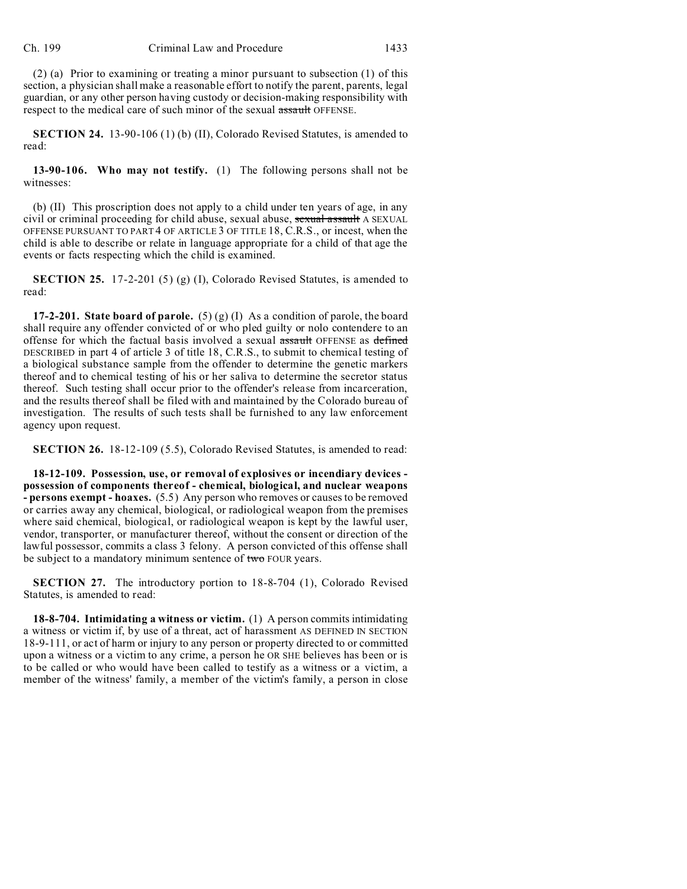(2) (a) Prior to examining or treating a minor pursuant to subsection (1) of this section, a physician shall make a reasonable effort to notify the parent, parents, legal guardian, or any other person having custody or decision-making responsibility with respect to the medical care of such minor of the sexual ~~assault~~ OFFENSE.

**SECTION 24.** 13-90-106 (1) (b) (II), Colorado Revised Statutes, is amended to read:

**13-90-106. Who may not testify.** (1) The following persons shall not be witnesses:

(b) (II) This proscription does not apply to a child under ten years of age, in any civil or criminal proceeding for child abuse, sexual abuse, ~~sexual assault~~ A SEXUAL OFFENSE PURSUANT TO PART 4 OF ARTICLE 3 OF TITLE 18, C.R.S., or incest, when the child is able to describe or relate in language appropriate for a child of that age the events or facts respecting which the child is examined.

**SECTION 25.** 17-2-201 (5) (g) (I), Colorado Revised Statutes, is amended to read:

**17-2-201. State board of parole.** (5) (g) (I) As a condition of parole, the board shall require any offender convicted of or who pled guilty or nolo contendere to an offense for which the factual basis involved a sexual ~~assault~~ OFFENSE as ~~defined~~ DESCRIBED in part 4 of article 3 of title 18, C.R.S., to submit to chemical testing of a biological substance sample from the offender to determine the genetic markers thereof and to chemical testing of his or her saliva to determine the secretor status thereof. Such testing shall occur prior to the offender's release from incarceration, and the results thereof shall be filed with and maintained by the Colorado bureau of investigation. The results of such tests shall be furnished to any law enforcement agency upon request.

**SECTION 26.** 18-12-109 (5.5), Colorado Revised Statutes, is amended to read:

**18-12-109. Possession, use, or removal of explosives or incendiary devices - possession of components thereof - chemical, biological, and nuclear weapons - persons exempt - hoaxes.** (5.5) Any person who removes or causes to be removed or carries away any chemical, biological, or radiological weapon from the premises where said chemical, biological, or radiological weapon is kept by the lawful user, vendor, transporter, or manufacturer thereof, without the consent or direction of the lawful possessor, commits a class 3 felony. A person convicted of this offense shall be subject to a mandatory minimum sentence of ~~two~~ FOUR years.

**SECTION 27.** The introductory portion to 18-8-704 (1), Colorado Revised Statutes, is amended to read:

**18-8-704. Intimidating a witness or victim.** (1) A person commits intimidating a witness or victim if, by use of a threat, act of harassment AS DEFINED IN SECTION 18-9-111, or act of harm or injury to any person or property directed to or committed upon a witness or a victim to any crime, a person he OR SHE believes has been or is to be called or who would have been called to testify as a witness or a victim, a member of the witness' family, a member of the victim's family, a person in close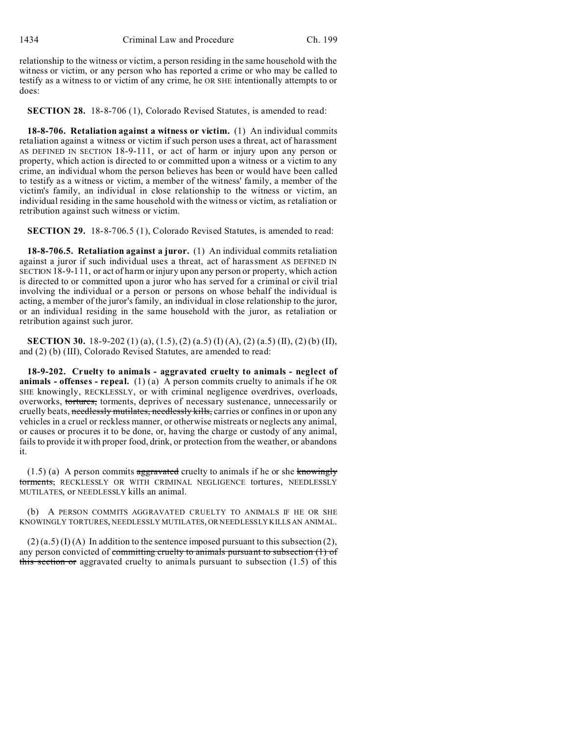relationship to the witness or victim, a person residing in the same household with the witness or victim, or any person who has reported a crime or who may be called to testify as a witness to or victim of any crime, he OR SHE intentionally attempts to or does:

**SECTION 28.** 18-8-706 (1), Colorado Revised Statutes, is amended to read:

**18-8-706. Retaliation against a witness or victim.** (1) An individual commits retaliation against a witness or victim if such person uses a threat, act of harassment AS DEFINED IN SECTION 18-9-111, or act of harm or injury upon any person or property, which action is directed to or committed upon a witness or a victim to any crime, an individual whom the person believes has been or would have been called to testify as a witness or victim, a member of the witness' family, a member of the victim's family, an individual in close relationship to the witness or victim, an individual residing in the same household with the witness or victim, as retaliation or retribution against such witness or victim.

**SECTION 29.** 18-8-706.5 (1), Colorado Revised Statutes, is amended to read:

**18-8-706.5. Retaliation against a juror.** (1) An individual commits retaliation against a juror if such individual uses a threat, act of harassment AS DEFINED IN SECTION 18-9-111, or act of harm or injury upon any person or property, which action is directed to or committed upon a juror who has served for a criminal or civil trial involving the individual or a person or persons on whose behalf the individual is acting, a member of the juror's family, an individual in close relationship to the juror, or an individual residing in the same household with the juror, as retaliation or retribution against such juror.

**SECTION 30.** 18-9-202 (1) (a), (1.5), (2) (a.5) (I) (A), (2) (a.5) (II), (2) (b) (II), and (2) (b) (III), Colorado Revised Statutes, are amended to read:

**18-9-202. Cruelty to animals - aggravated cruelty to animals - neglect of animals - offenses - repeal.** (1) (a) A person commits cruelty to animals if he OR SHE knowingly, RECKLESSLY, or with criminal negligence overdrives, overloads, overworks, ~~tortures,~~ torments, deprives of necessary sustenance, unnecessarily or cruelly beats, ~~needlessly mutilates, needlessly kills,~~ carries or confines in or upon any vehicles in a cruel or reckless manner, or otherwise mistreats or neglects any animal, or causes or procures it to be done, or, having the charge or custody of any animal, fails to provide it with proper food, drink, or protection from the weather, or abandons it.

(1.5) (a) A person commits ~~aggravated~~ cruelty to animals if he or she ~~knowingly torments,~~ RECKLESSLY OR WITH CRIMINAL NEGLIGENCE tortures, NEEDLESSLY MUTILATES, or NEEDLESSLY kills an animal.

(b) A PERSON COMMITS AGGRAVATED CRUELTY TO ANIMALS IF HE OR SHE KNOWINGLY TORTURES, NEEDLESSLY MUTILATES, OR NEEDLESSLY KILLS AN ANIMAL.

(2) (a.5) (I) (A) In addition to the sentence imposed pursuant to this subsection (2), any person convicted of ~~committing cruelty to animals pursuant to subsection (1) of this section or~~ aggravated cruelty to animals pursuant to subsection (1.5) of this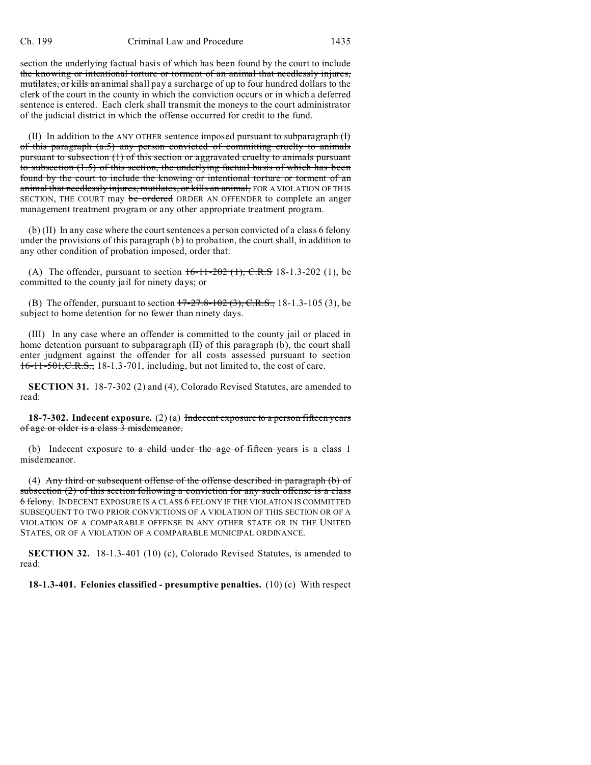section the underlying factual basis of which has been found by the court to include the knowing or intentional torture or torment of an animal that needlessly injures, mutilates, or kills an animal shall pay a surcharge of up to four hundred dollars to the clerk of the court in the county in which the conviction occurs or in which a deferred sentence is entered. Each clerk shall transmit the moneys to the court administrator of the judicial district in which the offense occurred for credit to the fund.

(II) In addition to the ANY OTHER sentence imposed pursuant to subparagraph (I) of this paragraph (a.5) any person convicted of committing cruelty to animals pursuant to subsection (1) of this section or aggravated cruelty to animals pursuant to subsection (1.5) of this section, the underlying factual basis of which has been found by the court to include the knowing or intentional torture or torment of an animal that needlessly injures, mutilates, or kills an animal, FOR A VIOLATION OF THIS SECTION, THE COURT may be ordered ORDER AN OFFENDER to complete an anger management treatment program or any other appropriate treatment program.

(b) (II) In any case where the court sentences a person convicted of a class 6 felony under the provisions of this paragraph (b) to probation, the court shall, in addition to any other condition of probation imposed, order that:

(A) The offender, pursuant to section 16-11-202 (1), C.R.S 18-1.3-202 (1), be committed to the county jail for ninety days; or

(B) The offender, pursuant to section 17-27.8-102 (3), C.R.S., 18-1.3-105 (3), be subject to home detention for no fewer than ninety days.

(III) In any case where an offender is committed to the county jail or placed in home detention pursuant to subparagraph (II) of this paragraph (b), the court shall enter judgment against the offender for all costs assessed pursuant to section 16-11-501,C.R.S., 18-1.3-701, including, but not limited to, the cost of care.

**SECTION 31.** 18-7-302 (2) and (4), Colorado Revised Statutes, are amended to read:

**18-7-302. Indecent exposure.** (2) (a) Indecent exposure to a person fifteen years of age or older is a class 3 misdemeanor.

(b) Indecent exposure to a child under the age of fifteen years is a class 1 misdemeanor.

(4) Any third or subsequent offense of the offense described in paragraph (b) of subsection (2) of this section following a conviction for any such offense is a class 6 felony. INDECENT EXPOSURE IS A CLASS 6 FELONY IF THE VIOLATION IS COMMITTED SUBSEQUENT TO TWO PRIOR CONVICTIONS OF A VIOLATION OF THIS SECTION OR OF A VIOLATION OF A COMPARABLE OFFENSE IN ANY OTHER STATE OR IN THE UNITED STATES, OR OF A VIOLATION OF A COMPARABLE MUNICIPAL ORDINANCE.

**SECTION 32.** 18-1.3-401 (10) (c), Colorado Revised Statutes, is amended to read:

**18-1.3-401. Felonies classified - presumptive penalties.** (10) (c) With respect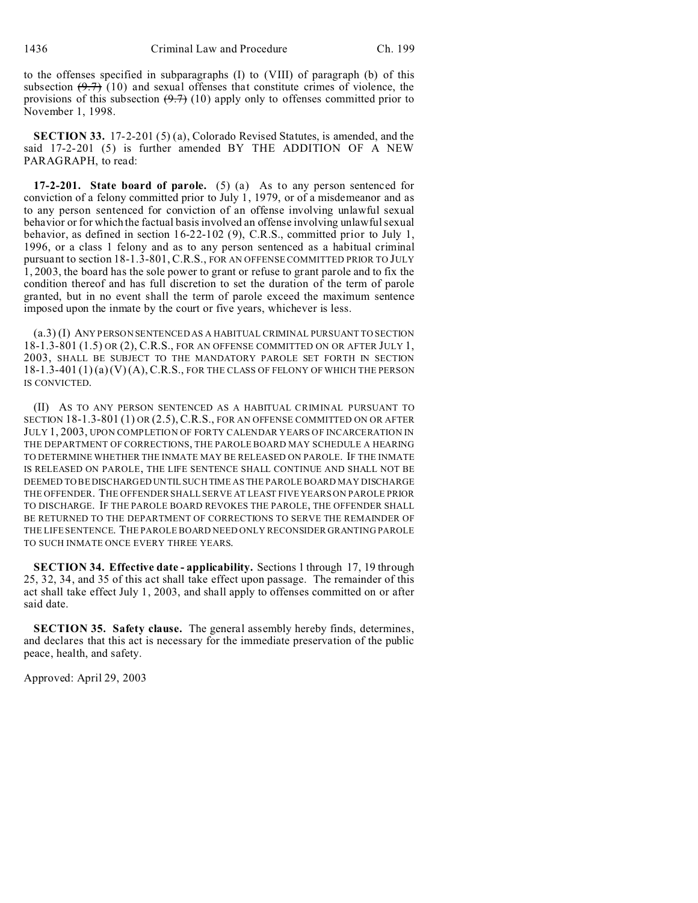to the offenses specified in subparagraphs (I) to (VIII) of paragraph (b) of this subsection (9.7) (10) and sexual offenses that constitute crimes of violence, the provisions of this subsection (9.7) (10) apply only to offenses committed prior to November 1, 1998.

**SECTION 33.** 17-2-201 (5) (a), Colorado Revised Statutes, is amended, and the said 17-2-201 (5) is further amended BY THE ADDITION OF A NEW PARAGRAPH, to read:

**17-2-201. State board of parole.** (5) (a) As to any person sentenced for conviction of a felony committed prior to July 1, 1979, or of a misdemeanor and as to any person sentenced for conviction of an offense involving unlawful sexual behavior or for which the factual basis involved an offense involving unlawful sexual behavior, as defined in section 16-22-102 (9), C.R.S., committed prior to July 1, 1996, or a class 1 felony and as to any person sentenced as a habitual criminal pursuant to section 18-1.3-801, C.R.S., FOR AN OFFENSE COMMITTED PRIOR TO JULY 1, 2003, the board has the sole power to grant or refuse to grant parole and to fix the condition thereof and has full discretion to set the duration of the term of parole granted, but in no event shall the term of parole exceed the maximum sentence imposed upon the inmate by the court or five years, whichever is less.

(a.3) (I) ANY PERSON SENTENCED AS A HABITUAL CRIMINAL PURSUANT TO SECTION 18-1.3-801 (1.5) OR (2), C.R.S., FOR AN OFFENSE COMMITTED ON OR AFTER JULY 1, 2003, SHALL BE SUBJECT TO THE MANDATORY PAROLE SET FORTH IN SECTION 18-1.3-401 (1) (a) (V) (A), C.R.S., FOR THE CLASS OF FELONY OF WHICH THE PERSON IS CONVICTED.

(II) AS TO ANY PERSON SENTENCED AS A HABITUAL CRIMINAL PURSUANT TO SECTION 18-1.3-801 (1) OR (2.5), C.R.S., FOR AN OFFENSE COMMITTED ON OR AFTER JULY 1, 2003, UPON COMPLETION OF FORTY CALENDAR YEARS OF INCARCERATION IN THE DEPARTMENT OF CORRECTIONS, THE PAROLE BOARD MAY SCHEDULE A HEARING TO DETERMINE WHETHER THE INMATE MAY BE RELEASED ON PAROLE. IF THE INMATE IS RELEASED ON PAROLE, THE LIFE SENTENCE SHALL CONTINUE AND SHALL NOT BE DEEMED TO BE DISCHARGED UNTIL SUCH TIME AS THE PAROLE BOARD MAY DISCHARGE THE OFFENDER. THE OFFENDER SHALL SERVE AT LEAST FIVE YEARS ON PAROLE PRIOR TO DISCHARGE. IF THE PAROLE BOARD REVOKES THE PAROLE, THE OFFENDER SHALL BE RETURNED TO THE DEPARTMENT OF CORRECTIONS TO SERVE THE REMAINDER OF THE LIFE SENTENCE. THE PAROLE BOARD NEED ONLY RECONSIDER GRANTING PAROLE TO SUCH INMATE ONCE EVERY THREE YEARS.

**SECTION 34. Effective date - applicability.** Sections 1 through 17, 19 through 25, 32, 34, and 35 of this act shall take effect upon passage. The remainder of this act shall take effect July 1, 2003, and shall apply to offenses committed on or after said date.

**SECTION 35. Safety clause.** The general assembly hereby finds, determines, and declares that this act is necessary for the immediate preservation of the public peace, health, and safety.

Approved: April 29, 2003